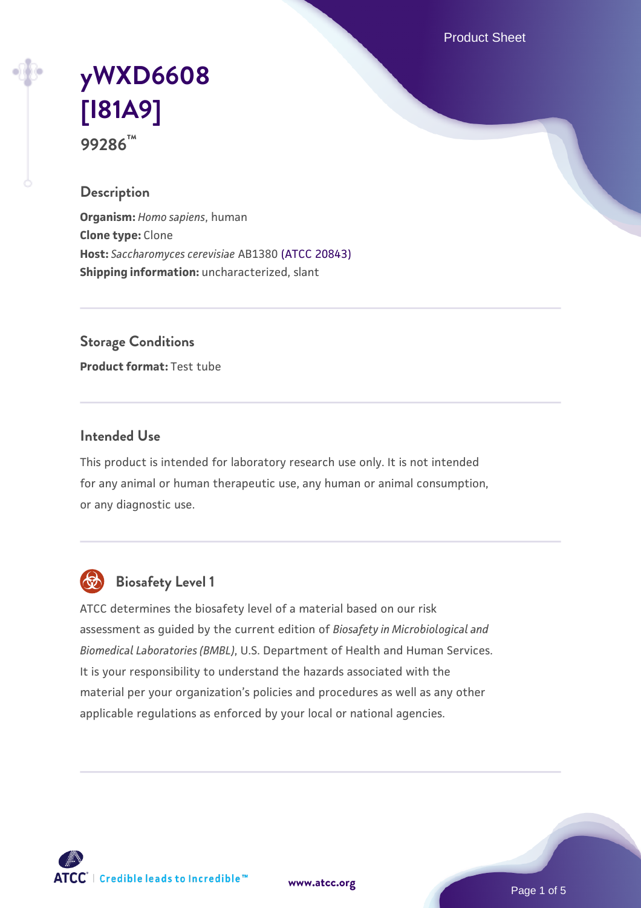# yWXD6608 [I81A9]

**99286™**

## Description

**Organism:** *Homo sapiens*, human
**Clone type:** Clone
**Host:** *Saccharomyces cerevisiae* AB1380 (ATCC 20843)
**Shipping information:** uncharacterized, slant

## Storage Conditions

**Product format:** Test tube

## Intended Use

This product is intended for laboratory research use only. It is not intended for any animal or human therapeutic use, any human or animal consumption, or any diagnostic use.

## Biosafety Level 1

ATCC determines the biosafety level of a material based on our risk assessment as guided by the current edition of *Biosafety in Microbiological and Biomedical Laboratories (BMBL)*, U.S. Department of Health and Human Services. It is your responsibility to understand the hazards associated with the material per your organization's policies and procedures as well as any other applicable regulations as enforced by your local or national agencies.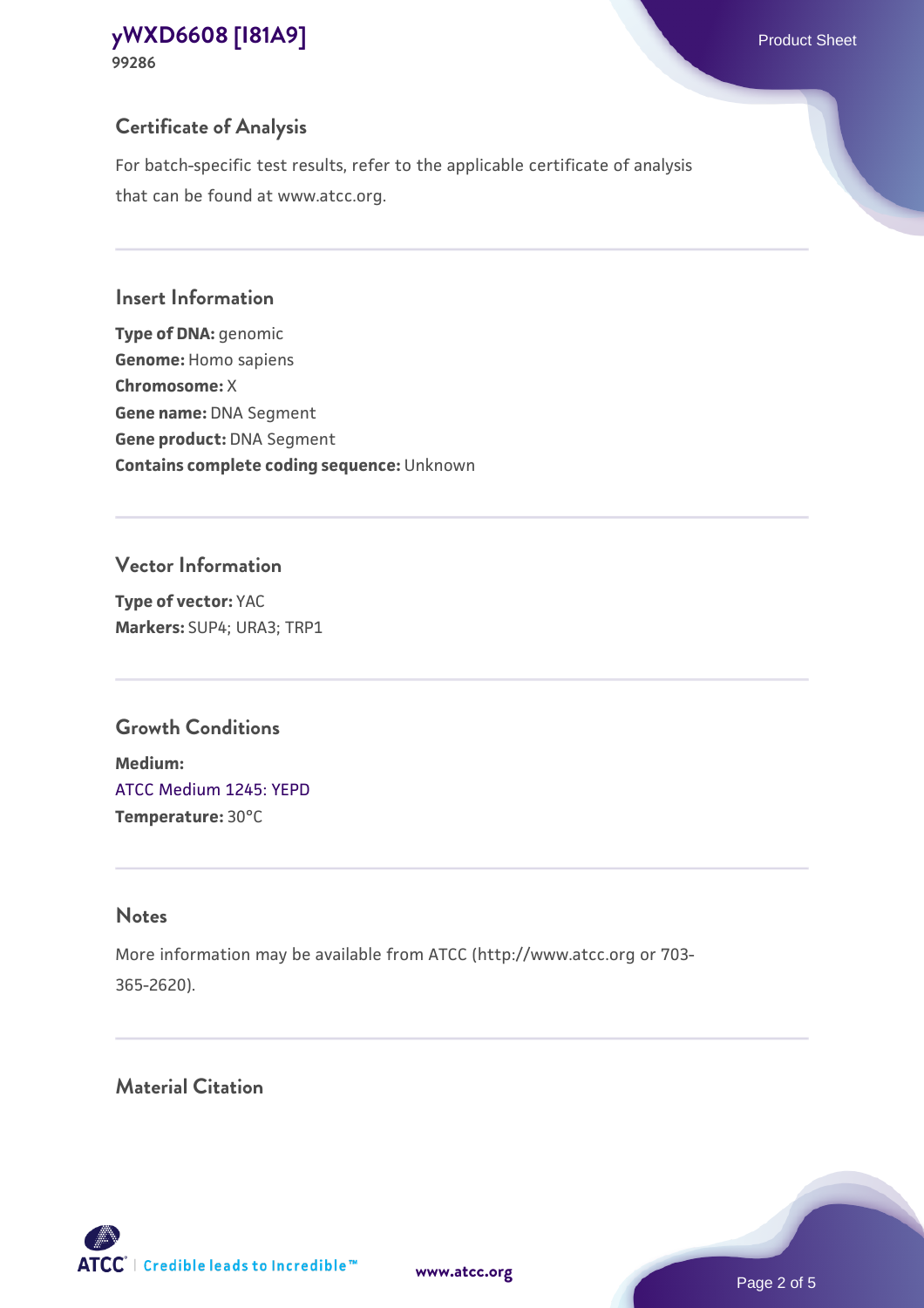## Certificate of Analysis

For batch-specific test results, refer to the applicable certificate of analysis that can be found at www.atcc.org.

## Insert Information

**Type of DNA:** genomic
**Genome:** Homo sapiens
**Chromosome:** X
**Gene name:** DNA Segment
**Gene product:** DNA Segment
**Contains complete coding sequence:** Unknown

## Vector Information

**Type of vector:** YAC
**Markers:** SUP4; URA3; TRP1

## Growth Conditions

**Medium:**
ATCC Medium 1245: YEPD
**Temperature:** 30°C

## Notes

More information may be available from ATCC (http://www.atcc.org or 703-365-2620).

## Material Citation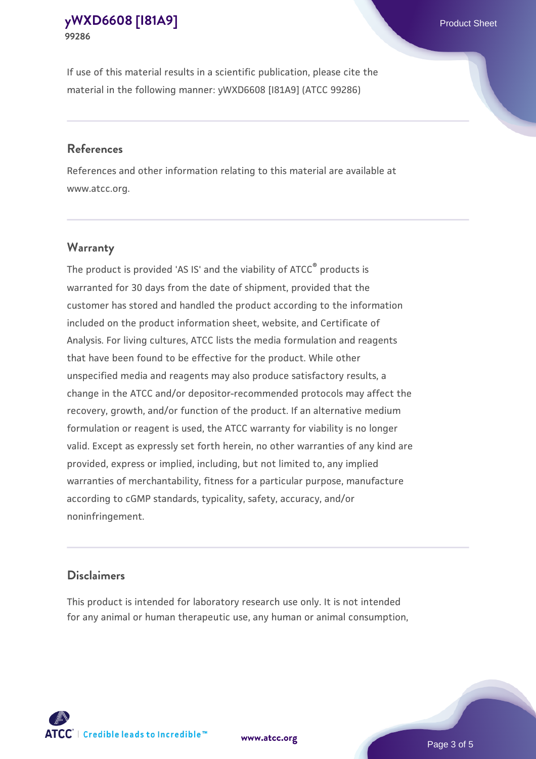If use of this material results in a scientific publication, please cite the material in the following manner: yWXD6608 [I81A9] (ATCC 99286)

## References

References and other information relating to this material are available at www.atcc.org.

## Warranty

The product is provided 'AS IS' and the viability of ATCC® products is warranted for 30 days from the date of shipment, provided that the customer has stored and handled the product according to the information included on the product information sheet, website, and Certificate of Analysis. For living cultures, ATCC lists the media formulation and reagents that have been found to be effective for the product. While other unspecified media and reagents may also produce satisfactory results, a change in the ATCC and/or depositor-recommended protocols may affect the recovery, growth, and/or function of the product. If an alternative medium formulation or reagent is used, the ATCC warranty for viability is no longer valid. Except as expressly set forth herein, no other warranties of any kind are provided, express or implied, including, but not limited to, any implied warranties of merchantability, fitness for a particular purpose, manufacture according to cGMP standards, typicality, safety, accuracy, and/or noninfringement.

## Disclaimers

This product is intended for laboratory research use only. It is not intended for any animal or human therapeutic use, any human or animal consumption,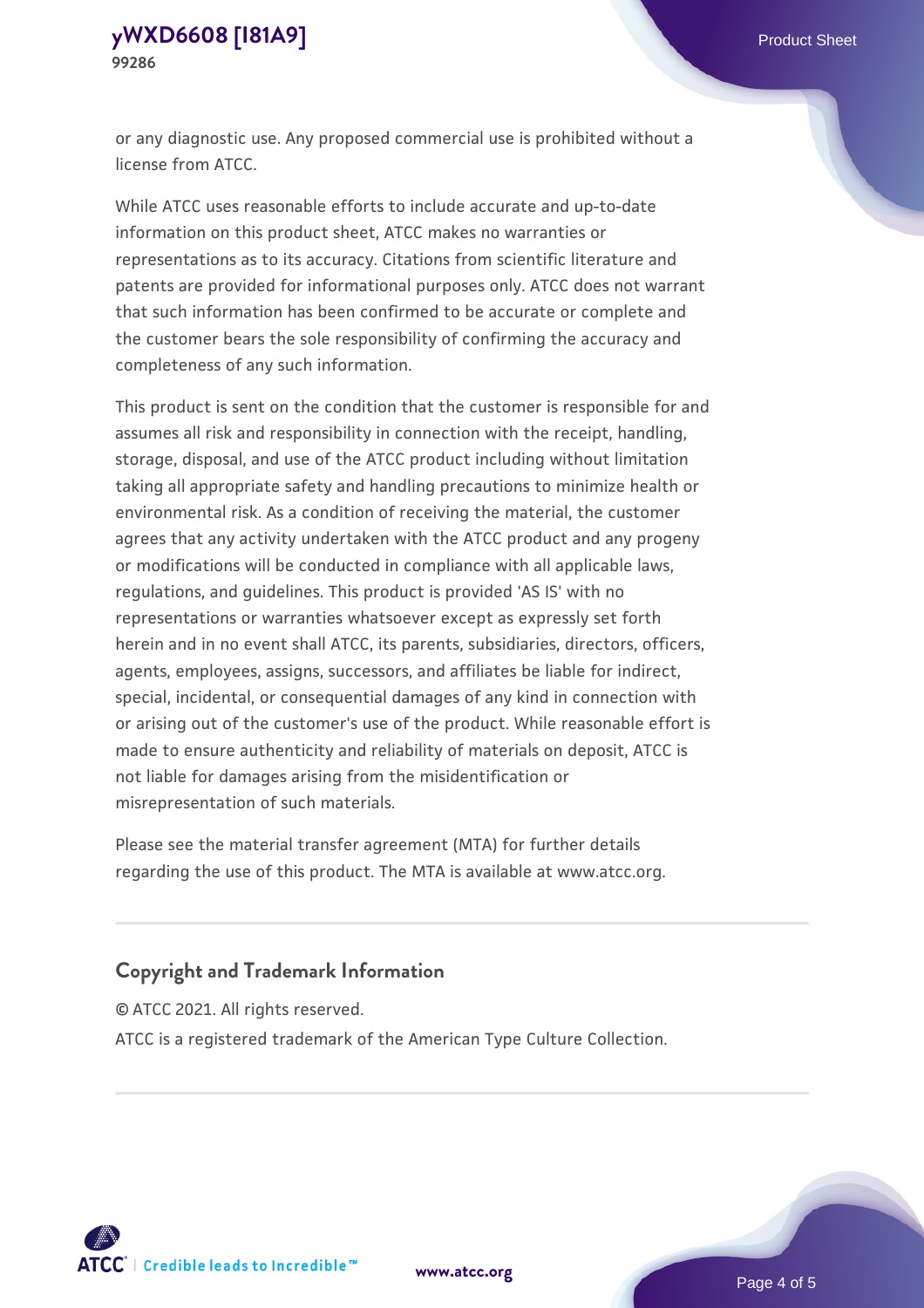or any diagnostic use. Any proposed commercial use is prohibited without a license from ATCC.

While ATCC uses reasonable efforts to include accurate and up-to-date information on this product sheet, ATCC makes no warranties or representations as to its accuracy. Citations from scientific literature and patents are provided for informational purposes only. ATCC does not warrant that such information has been confirmed to be accurate or complete and the customer bears the sole responsibility of confirming the accuracy and completeness of any such information.

This product is sent on the condition that the customer is responsible for and assumes all risk and responsibility in connection with the receipt, handling, storage, disposal, and use of the ATCC product including without limitation taking all appropriate safety and handling precautions to minimize health or environmental risk. As a condition of receiving the material, the customer agrees that any activity undertaken with the ATCC product and any progeny or modifications will be conducted in compliance with all applicable laws, regulations, and guidelines. This product is provided 'AS IS' with no representations or warranties whatsoever except as expressly set forth herein and in no event shall ATCC, its parents, subsidiaries, directors, officers, agents, employees, assigns, successors, and affiliates be liable for indirect, special, incidental, or consequential damages of any kind in connection with or arising out of the customer's use of the product. While reasonable effort is made to ensure authenticity and reliability of materials on deposit, ATCC is not liable for damages arising from the misidentification or misrepresentation of such materials.

Please see the material transfer agreement (MTA) for further details regarding the use of this product. The MTA is available at www.atcc.org.

## Copyright and Trademark Information

© ATCC 2021. All rights reserved.

ATCC is a registered trademark of the American Type Culture Collection.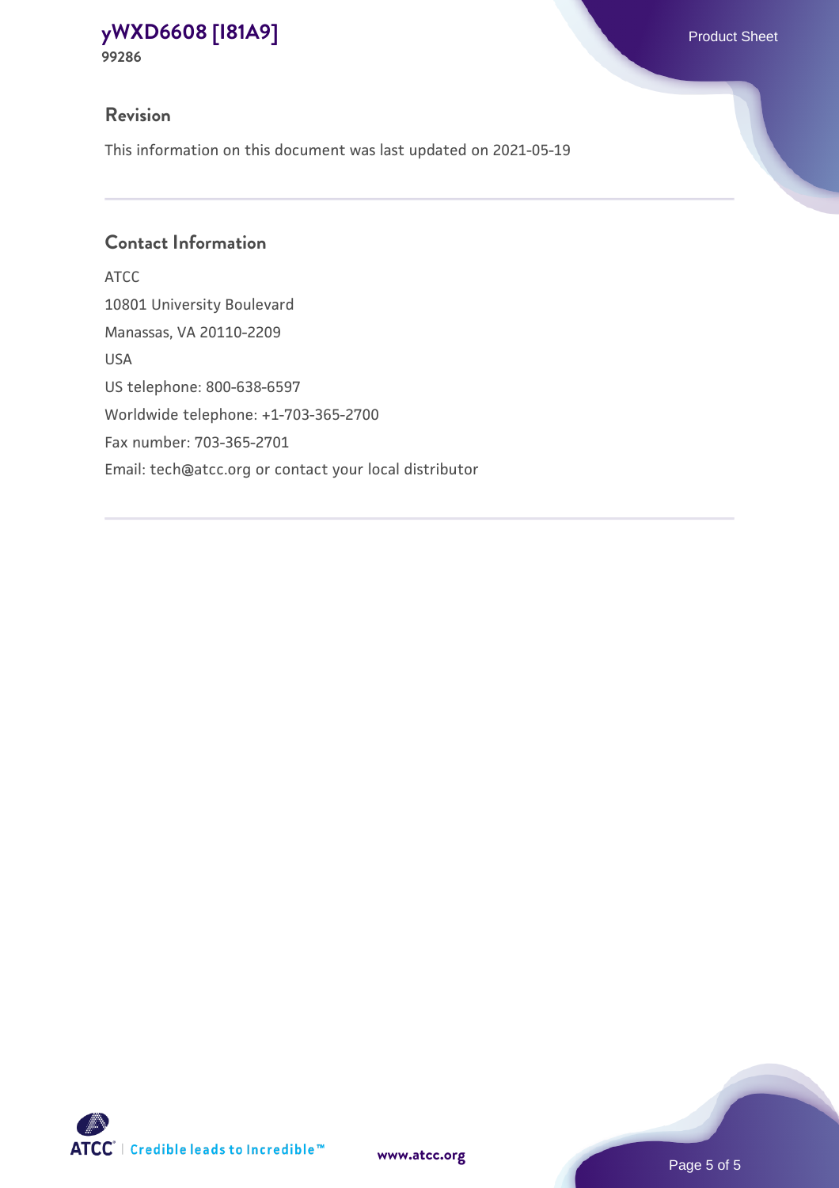## Revision

This information on this document was last updated on 2021-05-19

## Contact Information

ATCC
10801 University Boulevard
Manassas, VA 20110-2209
USA
US telephone: 800-638-6597
Worldwide telephone: +1-703-365-2700
Fax number: 703-365-2701
Email: tech@atcc.org or contact your local distributor